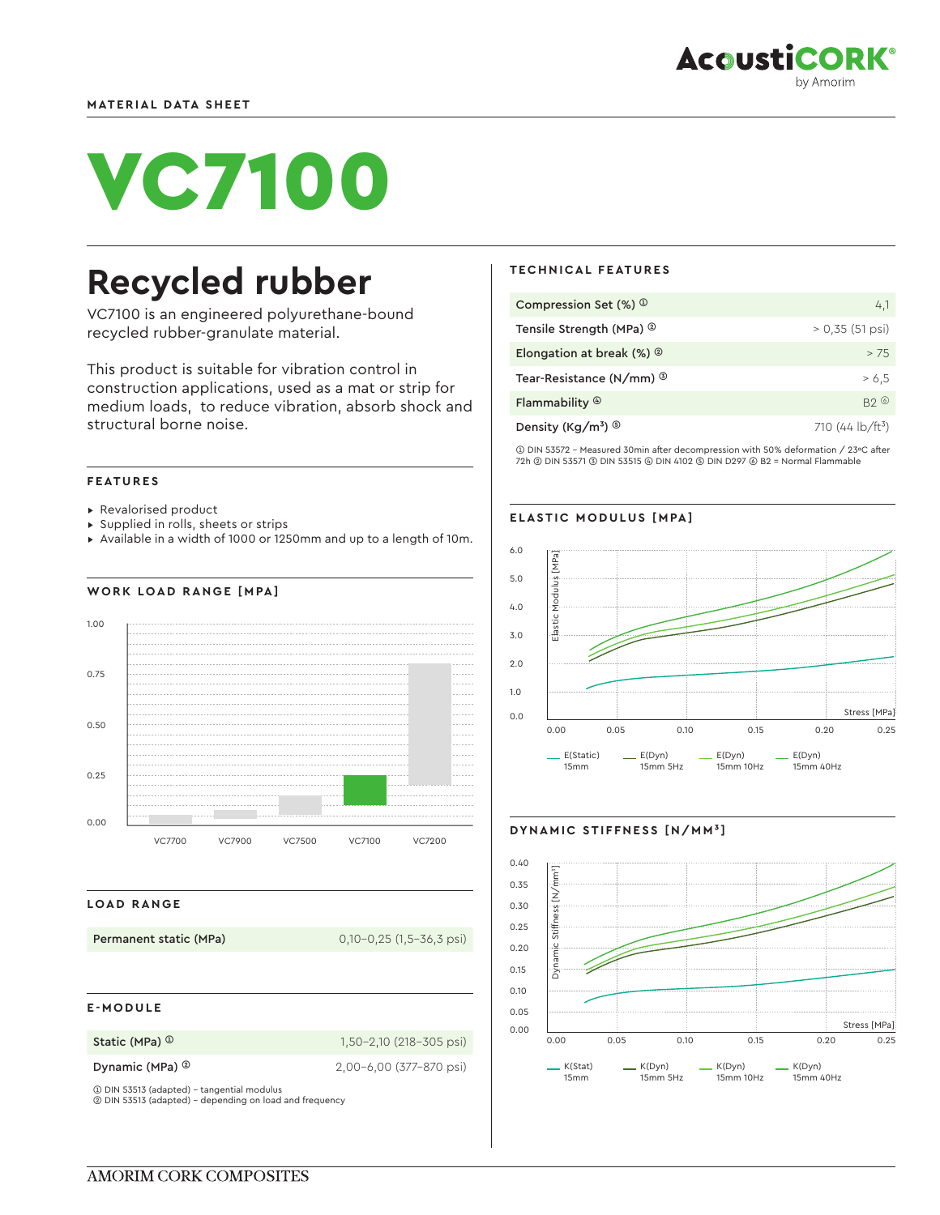MATERIAL DATA SHEET

# VC7100

## Recycled rubber

VC7100 is an engineered polyurethane-bound recycled rubber-granulate material.

This product is suitable for vibration control in construction applications, used as a mat or strip for medium loads, to reduce vibration, absorb shock and structural borne noise.

### FEATURES

- Revalorised product
- Supplied in rolls, sheets or strips
- Available in a width of 1000 or 1250mm and up to a length of 10m.

### WORK LOAD RANGE [MPA]

### LOAD RANGE

| | |
|---|---|
| Permanent static (MPa) | 0,10–0,25 (1,5–36,3 psi) |

### E-MODULE

| | |
|---|---|
| Static (MPa) ① | 1,50–2,10 (218–305 psi) |
| Dynamic (MPa) ② | 2,00–6,00 (377–870 psi) |

① DIN 53513 (adapted) – tangential modulus
② DIN 53513 (adapted) – depending on load and frequency

### TECHNICAL FEATURES

| | |
|---|---|
| Compression Set (%) ① | 4,1 |
| Tensile Strength (MPa) ② | > 0,35 (51 psi) |
| Elongation at break (%) ② | > 75 |
| Tear-Resistance (N/mm) ③ | > 6,5 |
| Flammability ④ | B2 ⑥ |
| Density (Kg/m³) ⑤ | 710 (44 lb/ft³) |

① DIN 53572 – Measured 30min after decompression with 50% deformation / 23ºC after 72h ② DIN 53571 ③ DIN 53515 ④ DIN 4102 ⑤ DIN D297 ⑥ B2 = Normal Flammable

### ELASTIC MODULUS [MPA]

### DYNAMIC STIFFNESS [N/MM³]

AMORIM CORK COMPOSITES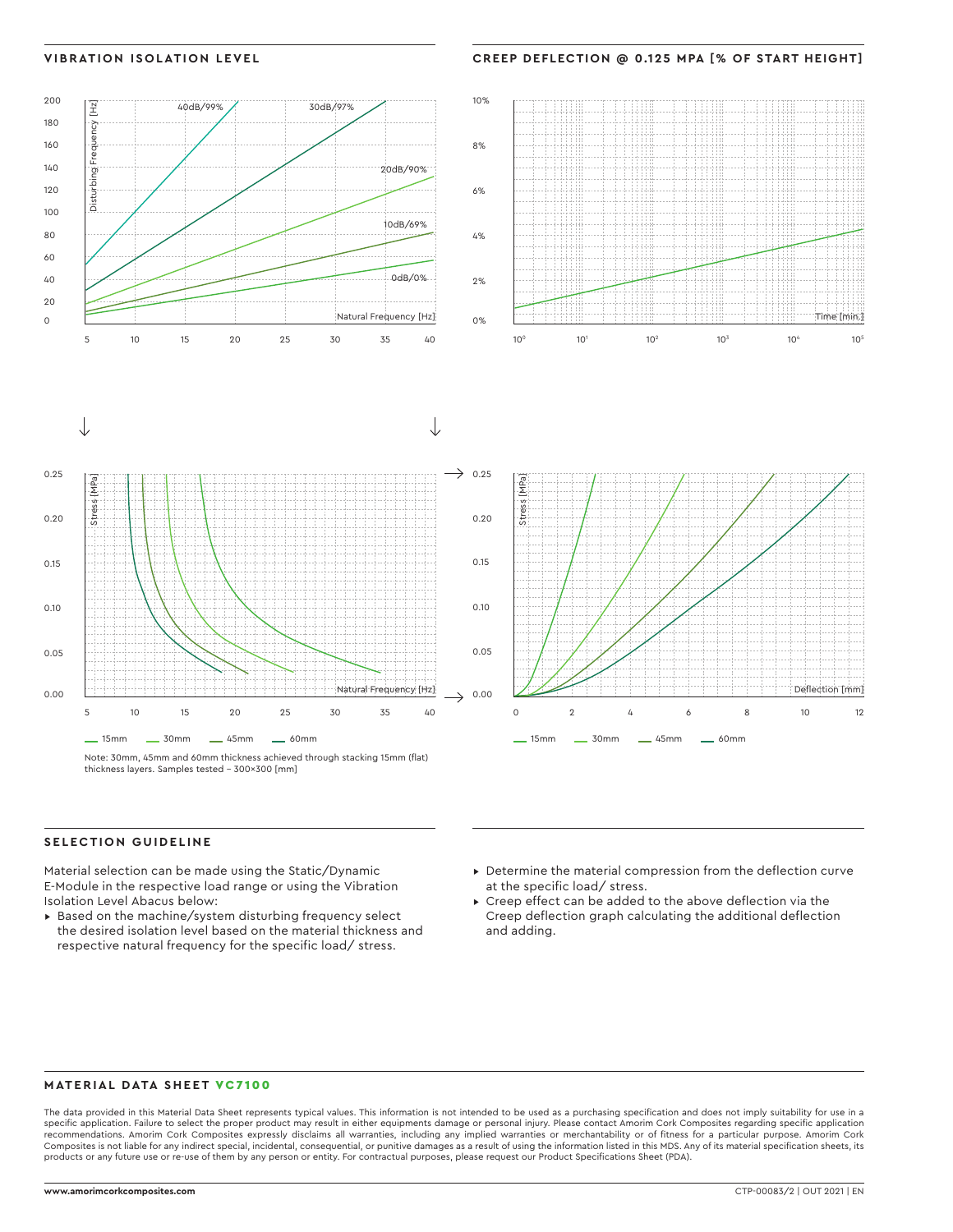## VIBRATION ISOLATION LEVEL

Disturbing Frequency [Hz]

200
180
160
140
120
100
80
60
40
20
0

40dB/99%
30dB/97%
20dB/90%
10dB/69%
0dB/0%

Natural Frequency [Hz]

5 10 15 20 25 30 35 40

## CREEP DEFLECTION @ 0.125 MPA [% OF START HEIGHT]

10%
8%
6%
4%
2%
0%

Time [min.]

$10^0$ $10^1$ $10^2$ $10^3$ $10^4$ $10^5$

Stress [MPa]

0.25
0.20
0.15
0.10
0.05
0.00

Natural Frequency [Hz]

5 10 15 20 25 30 35 40

15mm 30mm 45mm 60mm

Note: 30mm, 45mm and 60mm thickness achieved through stacking 15mm (flat) thickness layers. Samples tested – 300×300 [mm]

Stress [MPa]

0.25
0.20
0.15
0.10
0.05
0.00

Deflection [mm]

0 2 4 6 8 10 12

15mm 30mm 45mm 60mm

## SELECTION GUIDELINE

Material selection can be made using the Static/Dynamic E-Module in the respective load range or using the Vibration Isolation Level Abacus below:

- Based on the machine/system disturbing frequency select the desired isolation level based on the material thickness and respective natural frequency for the specific load/ stress.
- Determine the material compression from the deflection curve at the specific load/ stress.
- Creep effect can be added to the above deflection via the Creep deflection graph calculating the additional deflection and adding.

## MATERIAL DATA SHEET VC7100

The data provided in this Material Data Sheet represents typical values. This information is not intended to be used as a purchasing specification and does not imply suitability for use in a specific application. Failure to select the proper product may result in either equipments damage or personal injury. Please contact Amorim Cork Composites regarding specific application recommendations. Amorim Cork Composites expressly disclaims all warranties, including any implied warranties or merchantability or of fitness for a particular purpose. Amorim Cork Composites is not liable for any indirect special, incidental, consequential, or punitive damages as a result of using the information listed in this MDS. Any of its material specification sheets, its products or any future use or re-use of them by any person or entity. For contractual purposes, please request our Product Specifications Sheet (PDA).

www.amorimcorkcomposites.com

CTP-00083/2 | OUT 2021 | EN